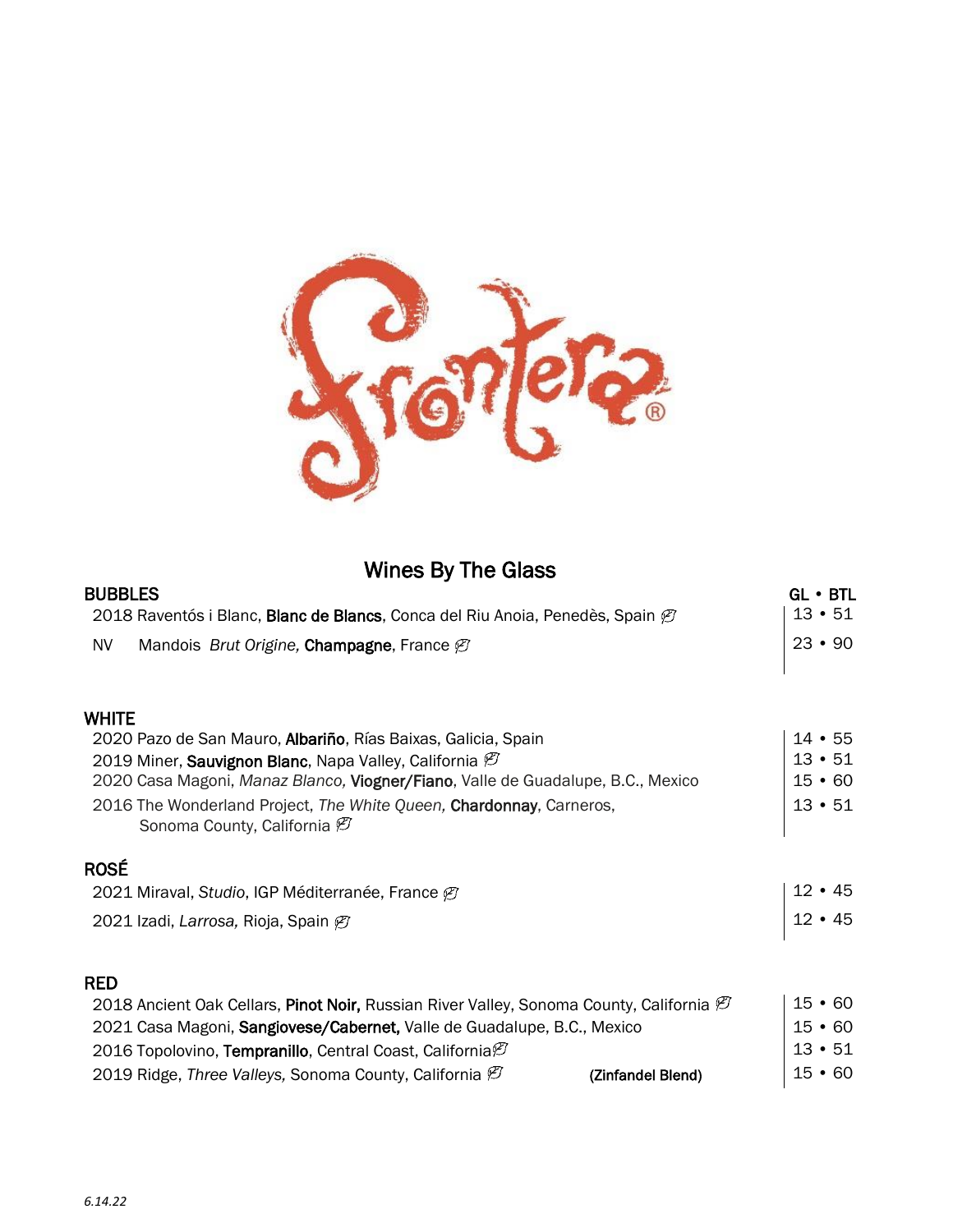# Frontera®

## Wines By The Glass

| BUBBLES | GL • BTL |
| --- | --- |
| 2018 Raventós i Blanc, **Blanc de Blancs**, Conca del Riu Anoia, Penedès, Spain | 13 • 51 |
| NV Mandois *Brut Origine,* **Champagne**, France | 23 • 90 |

| WHITE | |
| --- | --- |
| 2020 Pazo de San Mauro, **Albariño**, Rías Baixas, Galicia, Spain | 14 • 55 |
| 2019 Miner, **Sauvignon Blanc**, Napa Valley, California | 13 • 51 |
| 2020 Casa Magoni, *Manaz Blanco,* **Viogner/Fiano**, Valle de Guadalupe, B.C., Mexico | 15 • 60 |
| 2016 The Wonderland Project, *The White Queen,* **Chardonnay**, Carneros, Sonoma County, California | 13 • 51 |

| ROSÉ | |
| --- | --- |
| 2021 Miraval, *Studio*, IGP Méditerranée, France | 12 • 45 |
| 2021 Izadi, *Larrosa,* Rioja, Spain | 12 • 45 |

| RED | |
| --- | --- |
| 2018 Ancient Oak Cellars, **Pinot Noir,** Russian River Valley, Sonoma County, California | 15 • 60 |
| 2021 Casa Magoni, **Sangiovese/Cabernet,** Valle de Guadalupe, B.C., Mexico | 15 • 60 |
| 2016 Topolovino, **Tempranillo**, Central Coast, California | 13 • 51 |
| 2019 Ridge, *Three Valleys,* Sonoma County, California **(Zinfandel Blend)** | 15 • 60 |

*6.14.22*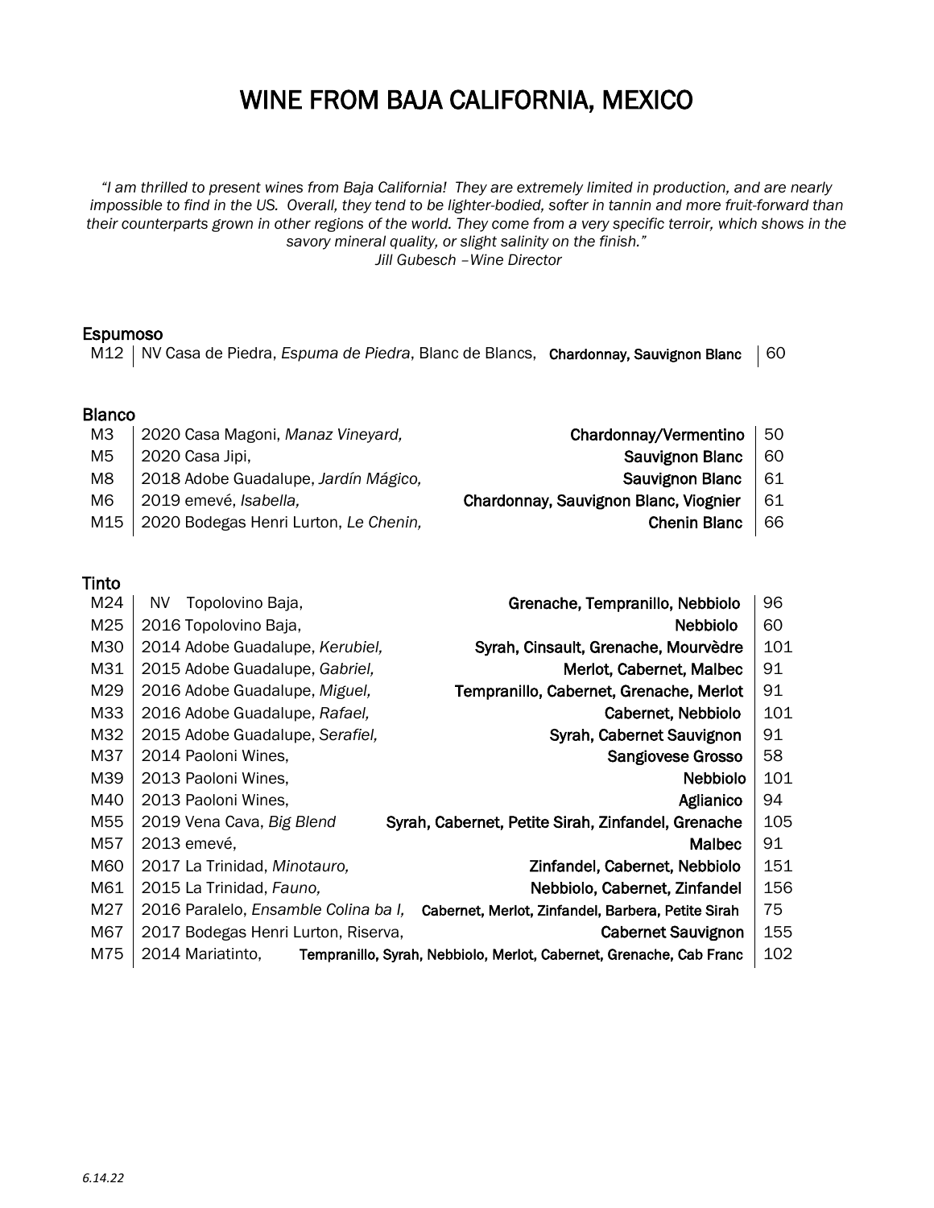# WINE FROM BAJA CALIFORNIA, MEXICO

*"I am thrilled to present wines from Baja California! They are extremely limited in production, and are nearly impossible to find in the US. Overall, they tend to be lighter-bodied, softer in tannin and more fruit-forward than their counterparts grown in other regions of the world. They come from a very specific terroir, which shows in the savory mineral quality, or slight salinity on the finish."*
*Jill Gubesch –Wine Director*

## Espumoso

| | | | |
|---|---|---|---|
| M12 | NV Casa de Piedra, *Espuma de Piedra*, Blanc de Blancs, | **Chardonnay, Sauvignon Blanc** | 60 |

## Blanco

| | | | |
|---|---|---|---|
| M3 | 2020 Casa Magoni, *Manaz Vineyard,* | **Chardonnay/Vermentino** | 50 |
| M5 | 2020 Casa Jipi, | **Sauvignon Blanc** | 60 |
| M8 | 2018 Adobe Guadalupe, *Jardín Mágico,* | **Sauvignon Blanc** | 61 |
| M6 | 2019 emevé, *Isabella,* | **Chardonnay, Sauvignon Blanc, Viognier** | 61 |
| M15 | 2020 Bodegas Henri Lurton, *Le Chenin,* | **Chenin Blanc** | 66 |

## Tinto

| | | | |
|---|---|---|---|
| M24 | NV Topolovino Baja, | **Grenache, Tempranillo, Nebbiolo** | 96 |
| M25 | 2016 Topolovino Baja, | **Nebbiolo** | 60 |
| M30 | 2014 Adobe Guadalupe, *Kerubiel,* | **Syrah, Cinsault, Grenache, Mourvèdre** | 101 |
| M31 | 2015 Adobe Guadalupe, *Gabriel,* | **Merlot, Cabernet, Malbec** | 91 |
| M29 | 2016 Adobe Guadalupe, *Miguel,* | **Tempranillo, Cabernet, Grenache, Merlot** | 91 |
| M33 | 2016 Adobe Guadalupe, *Rafael,* | **Cabernet, Nebbiolo** | 101 |
| M32 | 2015 Adobe Guadalupe, *Serafiel,* | **Syrah, Cabernet Sauvignon** | 91 |
| M37 | 2014 Paoloni Wines, | **Sangiovese Grosso** | 58 |
| M39 | 2013 Paoloni Wines, | **Nebbiolo** | 101 |
| M40 | 2013 Paoloni Wines, | **Aglianico** | 94 |
| M55 | 2019 Vena Cava, *Big Blend* | **Syrah, Cabernet, Petite Sirah, Zinfandel, Grenache** | 105 |
| M57 | 2013 emevé, | **Malbec** | 91 |
| M60 | 2017 La Trinidad, *Minotauro,* | **Zinfandel, Cabernet, Nebbiolo** | 151 |
| M61 | 2015 La Trinidad, *Fauno,* | **Nebbiolo, Cabernet, Zinfandel** | 156 |
| M27 | 2016 Paralelo, *Ensamble Colina ba I,* | **Cabernet, Merlot, Zinfandel, Barbera, Petite Sirah** | 75 |
| M67 | 2017 Bodegas Henri Lurton, Riserva, | **Cabernet Sauvignon** | 155 |
| M75 | 2014 Mariatinto, | **Tempranillo, Syrah, Nebbiolo, Merlot, Cabernet, Grenache, Cab Franc** | 102 |

*6.14.22*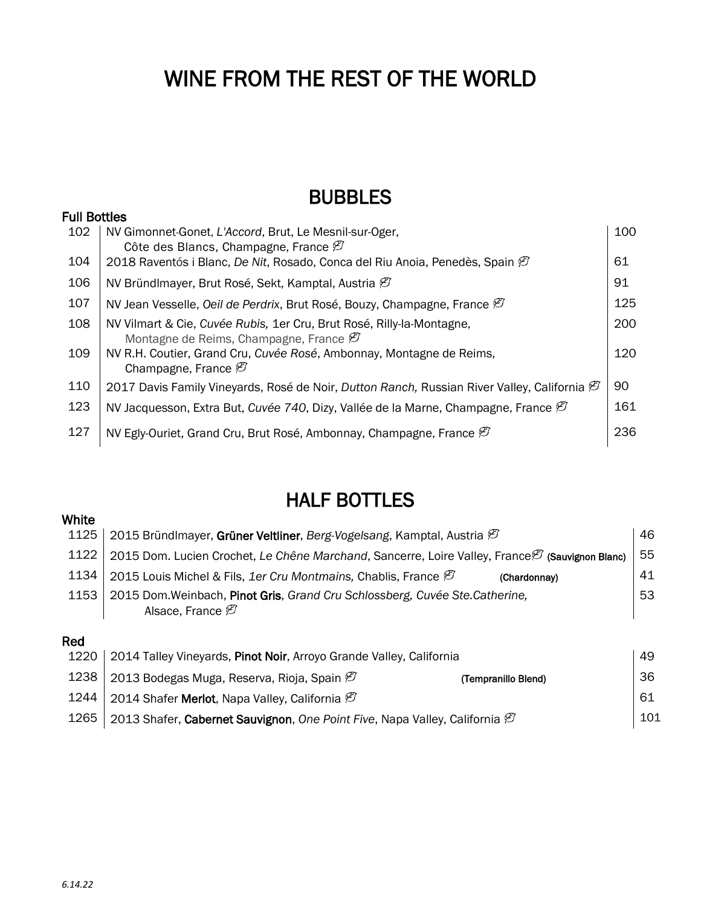# WINE FROM THE REST OF THE WORLD

## BUBBLES

**Full Bottles**

| | | |
|---|---|---|
| 102 | NV Gimonnet-Gonet, *L'Accord*, Brut, Le Mesnil-sur-Oger, Côte des Blancs, Champagne, France | 100 |
| 104 | 2018 Raventós i Blanc, *De Nit*, Rosado, Conca del Riu Anoia, Penedès, Spain | 61 |
| 106 | NV Bründlmayer, Brut Rosé, Sekt, Kamptal, Austria | 91 |
| 107 | NV Jean Vesselle, *Oeil de Perdrix*, Brut Rosé, Bouzy, Champagne, France | 125 |
| 108 | NV Vilmart & Cie, *Cuvée Rubis,* 1er Cru, Brut Rosé, Rilly-la-Montagne, Montagne de Reims, Champagne, France | 200 |
| 109 | NV R.H. Coutier, Grand Cru, *Cuvée Rosé*, Ambonnay, Montagne de Reims, Champagne, France | 120 |
| 110 | 2017 Davis Family Vineyards, Rosé de Noir, *Dutton Ranch,* Russian River Valley, California | 90 |
| 123 | NV Jacquesson, Extra But, *Cuvée 740*, Dizy, Vallée de la Marne, Champagne, France | 161 |
| 127 | NV Egly-Ouriet, Grand Cru, Brut Rosé, Ambonnay, Champagne, France | 236 |

## HALF BOTTLES

**White**

| | | |
|---|---|---|
| 1125 | 2015 Bründlmayer, **Grüner Veltliner**, *Berg-Vogelsang*, Kamptal, Austria | 46 |
| 1122 | 2015 Dom. Lucien Crochet, *Le Chêne Marchand*, Sancerre, Loire Valley, France **(Sauvignon Blanc)** | 55 |
| 1134 | 2015 Louis Michel & Fils, *1er Cru Montmains,* Chablis, France **(Chardonnay)** | 41 |
| 1153 | 2015 Dom.Weinbach, **Pinot Gris**, *Grand Cru Schlossberg, Cuvée Ste.Catherine,* Alsace, France | 53 |

**Red**

| | | |
|---|---|---|
| 1220 | 2014 Talley Vineyards, **Pinot Noir**, Arroyo Grande Valley, California | 49 |
| 1238 | 2013 Bodegas Muga, Reserva, Rioja, Spain **(Tempranillo Blend)** | 36 |
| 1244 | 2014 Shafer **Merlot**, Napa Valley, California | 61 |
| 1265 | 2013 Shafer, **Cabernet Sauvignon**, *One Point Five*, Napa Valley, California | 101 |

*6.14.22*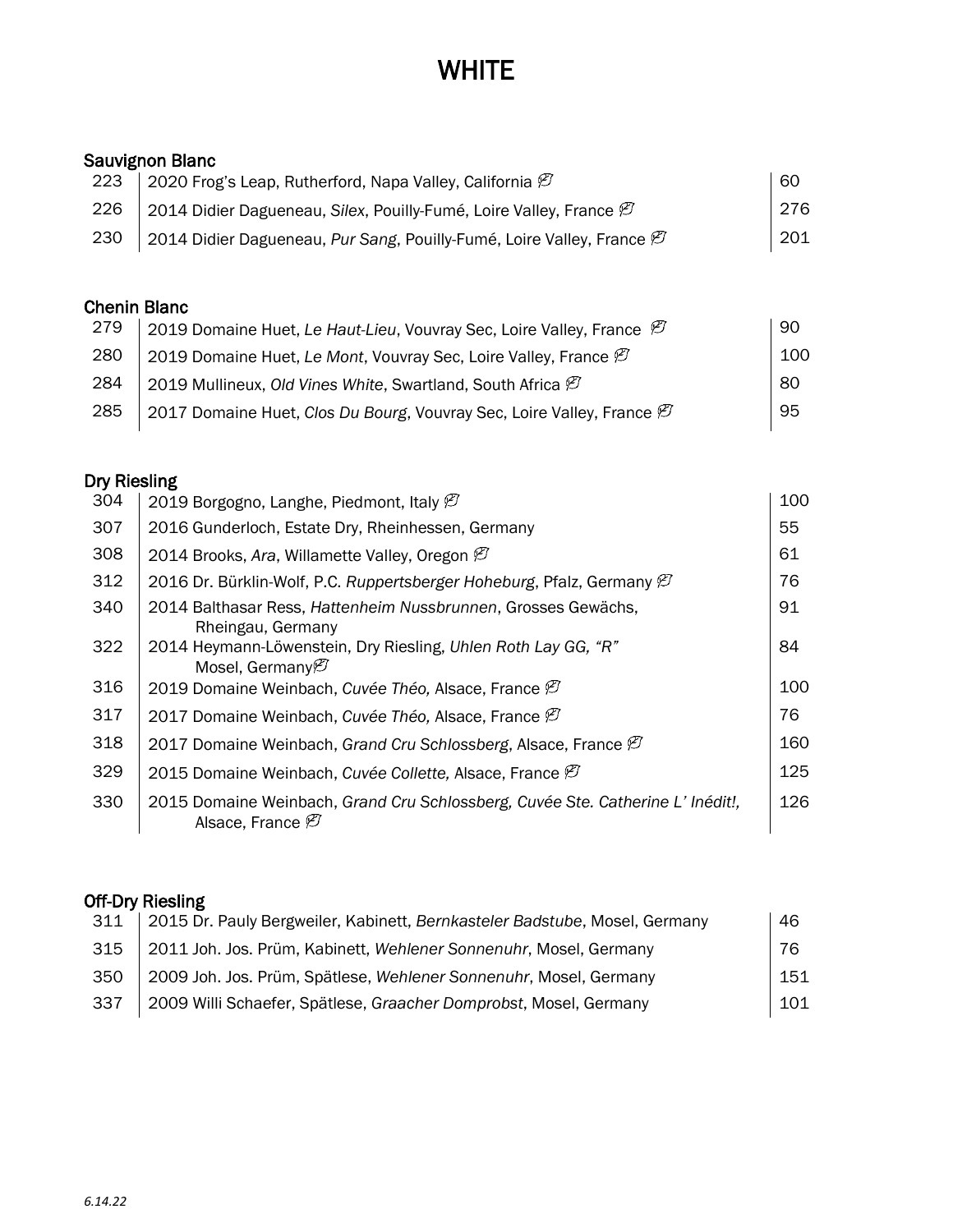# WHITE

## Sauvignon Blanc

| | | |
|---|---|---|
| 223 | 2020 Frog's Leap, Rutherford, Napa Valley, California 🍃 | 60 |
| 226 | 2014 Didier Dagueneau, *Silex*, Pouilly-Fumé, Loire Valley, France 🍃 | 276 |
| 230 | 2014 Didier Dagueneau, *Pur Sang*, Pouilly-Fumé, Loire Valley, France 🍃 | 201 |

## Chenin Blanc

| | | |
|---|---|---|
| 279 | 2019 Domaine Huet, *Le Haut-Lieu*, Vouvray Sec, Loire Valley, France 🍃 | 90 |
| 280 | 2019 Domaine Huet, *Le Mont*, Vouvray Sec, Loire Valley, France 🍃 | 100 |
| 284 | 2019 Mullineux, *Old Vines White*, Swartland, South Africa 🍃 | 80 |
| 285 | 2017 Domaine Huet, *Clos Du Bourg*, Vouvray Sec, Loire Valley, France 🍃 | 95 |

## Dry Riesling

| | | |
|---|---|---|
| 304 | 2019 Borgogno, Langhe, Piedmont, Italy 🍃 | 100 |
| 307 | 2016 Gunderloch, Estate Dry, Rheinhessen, Germany | 55 |
| 308 | 2014 Brooks, *Ara*, Willamette Valley, Oregon 🍃 | 61 |
| 312 | 2016 Dr. Bürklin-Wolf, P.C. *Ruppertsberger Hoheburg*, Pfalz, Germany 🍃 | 76 |
| 340 | 2014 Balthasar Ress, *Hattenheim Nussbrunnen*, Grosses Gewächs, Rheingau, Germany | 91 |
| 322 | 2014 Heymann-Löwenstein, Dry Riesling, *Uhlen Roth Lay GG, "R"* Mosel, Germany🍃 | 84 |
| 316 | 2019 Domaine Weinbach, *Cuvée Théo,* Alsace, France 🍃 | 100 |
| 317 | 2017 Domaine Weinbach, *Cuvée Théo,* Alsace, France 🍃 | 76 |
| 318 | 2017 Domaine Weinbach, *Grand Cru Schlossberg*, Alsace, France 🍃 | 160 |
| 329 | 2015 Domaine Weinbach, *Cuvée Collette,* Alsace, France 🍃 | 125 |
| 330 | 2015 Domaine Weinbach, *Grand Cru Schlossberg, Cuvée Ste. Catherine L' Inédit!,* Alsace, France 🍃 | 126 |

## Off-Dry Riesling

| | | |
|---|---|---|
| 311 | 2015 Dr. Pauly Bergweiler, Kabinett, *Bernkasteler Badstube*, Mosel, Germany | 46 |
| 315 | 2011 Joh. Jos. Prüm, Kabinett, *Wehlener Sonnenuhr*, Mosel, Germany | 76 |
| 350 | 2009 Joh. Jos. Prüm, Spätlese, *Wehlener Sonnenuhr*, Mosel, Germany | 151 |
| 337 | 2009 Willi Schaefer, Spätlese, *Graacher Domprobst*, Mosel, Germany | 101 |

*6.14.22*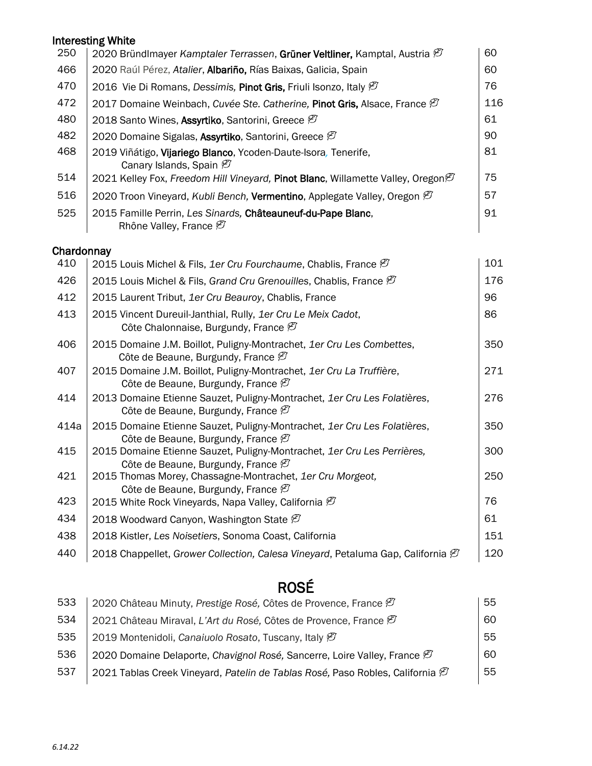## Interesting White

| | | |
|---|---|---|
| 250 | 2020 Bründlmayer *Kamptaler Terrassen*, **Grüner Veltliner,** Kamptal, Austria 🍃 | 60 |
| 466 | 2020 Raúl Pérez, *Atalier*, **Albariño,** Rías Baixas, Galicia, Spain | 60 |
| 470 | 2016 Vie Di Romans, *Dessimis,* **Pinot Gris,** Friuli Isonzo, Italy 🍃 | 76 |
| 472 | 2017 Domaine Weinbach, *Cuvée Ste. Catherine,* **Pinot Gris,** Alsace, France 🍃 | 116 |
| 480 | 2018 Santo Wines, **Assyrtiko**, Santorini, Greece 🍃 | 61 |
| 482 | 2020 Domaine Sigalas, **Assyrtiko**, Santorini, Greece 🍃 | 90 |
| 468 | 2019 Viñátigo, **Vijariego Blanco**, Ycoden-Daute-Isora, Tenerife, Canary Islands, Spain 🍃 | 81 |
| 514 | 2021 Kelley Fox, *Freedom Hill Vineyard,* **Pinot Blanc**, Willamette Valley, Oregon🍃 | 75 |
| 516 | 2020 Troon Vineyard, *Kubli Bench,* **Vermentino**, Applegate Valley, Oregon 🍃 | 57 |
| 525 | 2015 Famille Perrin, *Les Sinards,* **Châteauneuf-du-Pape Blanc**, Rhône Valley, France 🍃 | 91 |

## Chardonnay

| | | |
|---|---|---|
| 410 | 2015 Louis Michel & Fils, *1er Cru Fourchaume*, Chablis, France 🍃 | 101 |
| 426 | 2015 Louis Michel & Fils, *Grand Cru Grenouilles*, Chablis, France 🍃 | 176 |
| 412 | 2015 Laurent Tribut, *1er Cru Beauroy*, Chablis, France | 96 |
| 413 | 2015 Vincent Dureuil-Janthial, Rully, *1er Cru Le Meix Cadot*, Côte Chalonnaise, Burgundy, France 🍃 | 86 |
| 406 | 2015 Domaine J.M. Boillot, Puligny-Montrachet, *1er Cru Les Combettes*, Côte de Beaune, Burgundy, France 🍃 | 350 |
| 407 | 2015 Domaine J.M. Boillot, Puligny-Montrachet, *1er Cru La Truffière*, Côte de Beaune, Burgundy, France 🍃 | 271 |
| 414 | 2013 Domaine Etienne Sauzet, Puligny-Montrachet, *1er Cru Les Folatières*, Côte de Beaune, Burgundy, France 🍃 | 276 |
| 414a | 2015 Domaine Etienne Sauzet, Puligny-Montrachet, *1er Cru Les Folatières*, Côte de Beaune, Burgundy, France 🍃 | 350 |
| 415 | 2015 Domaine Etienne Sauzet, Puligny-Montrachet, *1er Cru Les Perrières,* Côte de Beaune, Burgundy, France 🍃 | 300 |
| 421 | 2015 Thomas Morey, Chassagne-Montrachet, *1er Cru Morgeot,* Côte de Beaune, Burgundy, France 🍃 | 250 |
| 423 | 2015 White Rock Vineyards, Napa Valley, California 🍃 | 76 |
| 434 | 2018 Woodward Canyon, Washington State 🍃 | 61 |
| 438 | 2018 Kistler, *Les Noisetiers*, Sonoma Coast, California | 151 |
| 440 | 2018 Chappellet, *Grower Collection, Calesa Vineyard*, Petaluma Gap, California 🍃 | 120 |

# ROSÉ

| | | |
|---|---|---|
| 533 | 2020 Château Minuty, *Prestige Rosé,* Côtes de Provence, France 🍃 | 55 |
| 534 | 2021 Château Miraval, *L'Art du Rosé,* Côtes de Provence, France 🍃 | 60 |
| 535 | 2019 Montenidoli, *Canaiuolo Rosato*, Tuscany, Italy 🍃 | 55 |
| 536 | 2020 Domaine Delaporte, *Chavignol Rosé,* Sancerre, Loire Valley, France 🍃 | 60 |
| 537 | 2021 Tablas Creek Vineyard, *Patelin de Tablas Rosé,* Paso Robles, California 🍃 | 55 |

*6.14.22*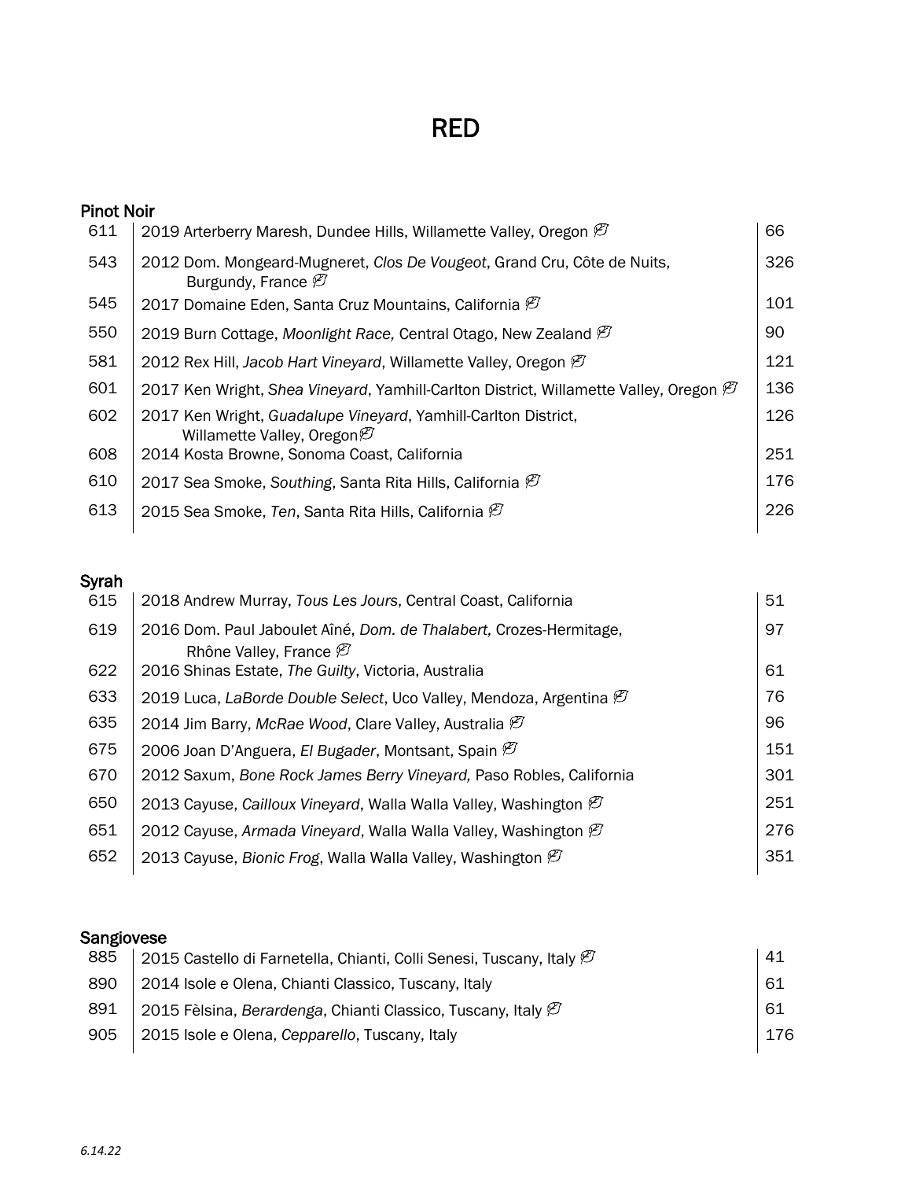# RED

## Pinot Noir

| | | |
|---|---|---|
| 611 | 2019 Arterberry Maresh, Dundee Hills, Willamette Valley, Oregon 🍃 | 66 |
| 543 | 2012 Dom. Mongeard-Mugneret, *Clos De Vougeot*, Grand Cru, Côte de Nuits, Burgundy, France 🍃 | 326 |
| 545 | 2017 Domaine Eden, Santa Cruz Mountains, California 🍃 | 101 |
| 550 | 2019 Burn Cottage, *Moonlight Race,* Central Otago, New Zealand 🍃 | 90 |
| 581 | 2012 Rex Hill, *Jacob Hart Vineyard*, Willamette Valley, Oregon 🍃 | 121 |
| 601 | 2017 Ken Wright, *Shea Vineyard*, Yamhill-Carlton District, Willamette Valley, Oregon 🍃 | 136 |
| 602 | 2017 Ken Wright, *Guadalupe Vineyard*, Yamhill-Carlton District, Willamette Valley, Oregon🍃 | 126 |
| 608 | 2014 Kosta Browne, Sonoma Coast, California | 251 |
| 610 | 2017 Sea Smoke, *Southing*, Santa Rita Hills, California 🍃 | 176 |
| 613 | 2015 Sea Smoke, *Ten*, Santa Rita Hills, California 🍃 | 226 |

## Syrah

| | | |
|---|---|---|
| 615 | 2018 Andrew Murray, *Tous Les Jours*, Central Coast, California | 51 |
| 619 | 2016 Dom. Paul Jaboulet Aîné, *Dom. de Thalabert,* Crozes-Hermitage, Rhône Valley, France 🍃 | 97 |
| 622 | 2016 Shinas Estate, *The Guilty*, Victoria, Australia | 61 |
| 633 | 2019 Luca, *LaBorde Double Select*, Uco Valley, Mendoza, Argentina 🍃 | 76 |
| 635 | 2014 Jim Barry, *McRae Wood*, Clare Valley, Australia 🍃 | 96 |
| 675 | 2006 Joan D'Anguera, *El Bugader*, Montsant, Spain 🍃 | 151 |
| 670 | 2012 Saxum, *Bone Rock James Berry Vineyard,* Paso Robles, California | 301 |
| 650 | 2013 Cayuse, *Cailloux Vineyard*, Walla Walla Valley, Washington 🍃 | 251 |
| 651 | 2012 Cayuse, *Armada Vineyard*, Walla Walla Valley, Washington 🍃 | 276 |
| 652 | 2013 Cayuse, *Bionic Frog*, Walla Walla Valley, Washington 🍃 | 351 |

## Sangiovese

| | | |
|---|---|---|
| 885 | 2015 Castello di Farnetella, Chianti, Colli Senesi, Tuscany, Italy 🍃 | 41 |
| 890 | 2014 Isole e Olena, Chianti Classico, Tuscany, Italy | 61 |
| 891 | 2015 Fèlsina, *Berardenga*, Chianti Classico, Tuscany, Italy 🍃 | 61 |
| 905 | 2015 Isole e Olena, *Cepparello*, Tuscany, Italy | 176 |

*6.14.22*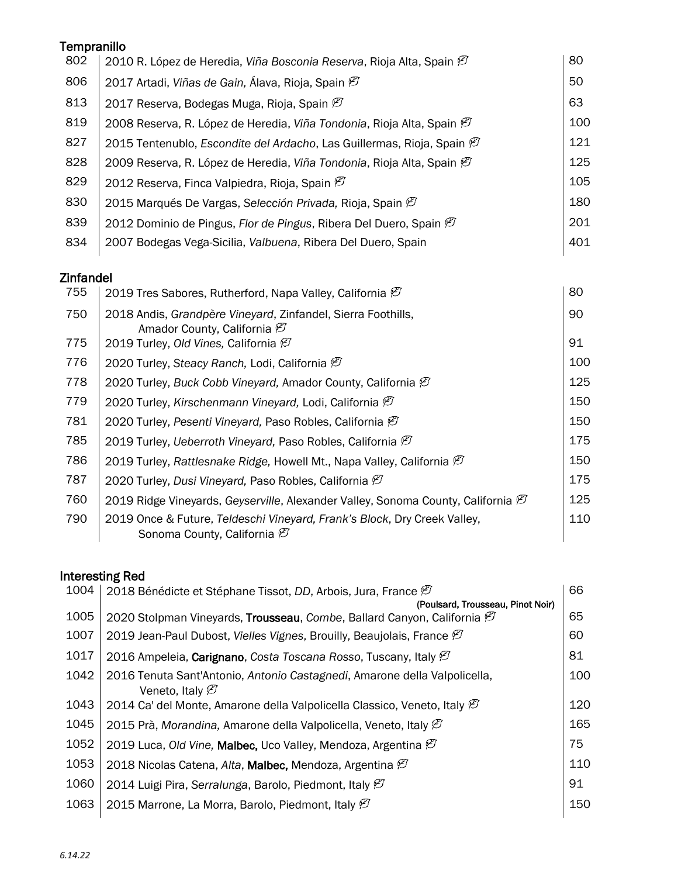## Tempranillo

| | | |
|---|---|---|
| 802 | 2010 R. López de Heredia, *Viña Bosconia Reserva*, Rioja Alta, Spain 🍃 | 80 |
| 806 | 2017 Artadi, *Viñas de Gain,* Álava, Rioja, Spain 🍃 | 50 |
| 813 | 2017 Reserva, Bodegas Muga, Rioja, Spain 🍃 | 63 |
| 819 | 2008 Reserva, R. López de Heredia, *Viña Tondonia*, Rioja Alta, Spain 🍃 | 100 |
| 827 | 2015 Tentenublo, *Escondite del Ardacho*, Las Guillermas, Rioja, Spain 🍃 | 121 |
| 828 | 2009 Reserva, R. López de Heredia, *Viña Tondonia*, Rioja Alta, Spain 🍃 | 125 |
| 829 | 2012 Reserva, Finca Valpiedra, Rioja, Spain 🍃 | 105 |
| 830 | 2015 Marqués De Vargas, *Selección Privada,* Rioja, Spain 🍃 | 180 |
| 839 | 2012 Dominio de Pingus, *Flor de Pingus*, Ribera Del Duero, Spain 🍃 | 201 |
| 834 | 2007 Bodegas Vega-Sicilia, *Valbuena*, Ribera Del Duero, Spain | 401 |

## Zinfandel

| | | |
|---|---|---|
| 755 | 2019 Tres Sabores, Rutherford, Napa Valley, California 🍃 | 80 |
| 750 | 2018 Andis, *Grandpère Vineyard*, Zinfandel, Sierra Foothills, Amador County, California 🍃 | 90 |
| 775 | 2019 Turley, *Old Vines,* California 🍃 | 91 |
| 776 | 2020 Turley, *Steacy Ranch,* Lodi, California 🍃 | 100 |
| 778 | 2020 Turley, *Buck Cobb Vineyard,* Amador County, California 🍃 | 125 |
| 779 | 2020 Turley, *Kirschenmann Vineyard,* Lodi, California 🍃 | 150 |
| 781 | 2020 Turley, *Pesenti Vineyard,* Paso Robles, California 🍃 | 150 |
| 785 | 2019 Turley, *Ueberroth Vineyard,* Paso Robles, California 🍃 | 175 |
| 786 | 2019 Turley, *Rattlesnake Ridge,* Howell Mt., Napa Valley, California 🍃 | 150 |
| 787 | 2020 Turley, *Dusi Vineyard,* Paso Robles, California 🍃 | 175 |
| 760 | 2019 Ridge Vineyards, *Geyserville*, Alexander Valley, Sonoma County, California 🍃 | 125 |
| 790 | 2019 Once & Future, *Teldeschi Vineyard, Frank's Block*, Dry Creek Valley, Sonoma County, California 🍃 | 110 |

## Interesting Red

| | | |
|---|---|---|
| 1004 | 2018 Bénédicte et Stéphane Tissot, *DD*, Arbois, Jura, France 🍃 **(Poulsard, Trousseau, Pinot Noir)** | 66 |
| 1005 | 2020 Stolpman Vineyards, **Trousseau**, *Combe*, Ballard Canyon, California 🍃 | 65 |
| 1007 | 2019 Jean-Paul Dubost, *Vielles Vignes*, Brouilly, Beaujolais, France 🍃 | 60 |
| 1017 | 2016 Ampeleia, **Carignano**, *Costa Toscana Rosso*, Tuscany, Italy 🍃 | 81 |
| 1042 | 2016 Tenuta Sant'Antonio, *Antonio Castagnedi*, Amarone della Valpolicella, Veneto, Italy 🍃 | 100 |
| 1043 | 2014 Ca' del Monte, Amarone della Valpolicella Classico, Veneto, Italy 🍃 | 120 |
| 1045 | 2015 Prà, *Morandina,* Amarone della Valpolicella, Veneto, Italy 🍃 | 165 |
| 1052 | 2019 Luca, *Old Vine,* **Malbec,** Uco Valley, Mendoza, Argentina 🍃 | 75 |
| 1053 | 2018 Nicolas Catena, *Alta*, **Malbec,** Mendoza, Argentina 🍃 | 110 |
| 1060 | 2014 Luigi Pira, *Serralunga*, Barolo, Piedmont, Italy 🍃 | 91 |
| 1063 | 2015 Marrone, La Morra, Barolo, Piedmont, Italy 🍃 | 150 |

*6.14.22*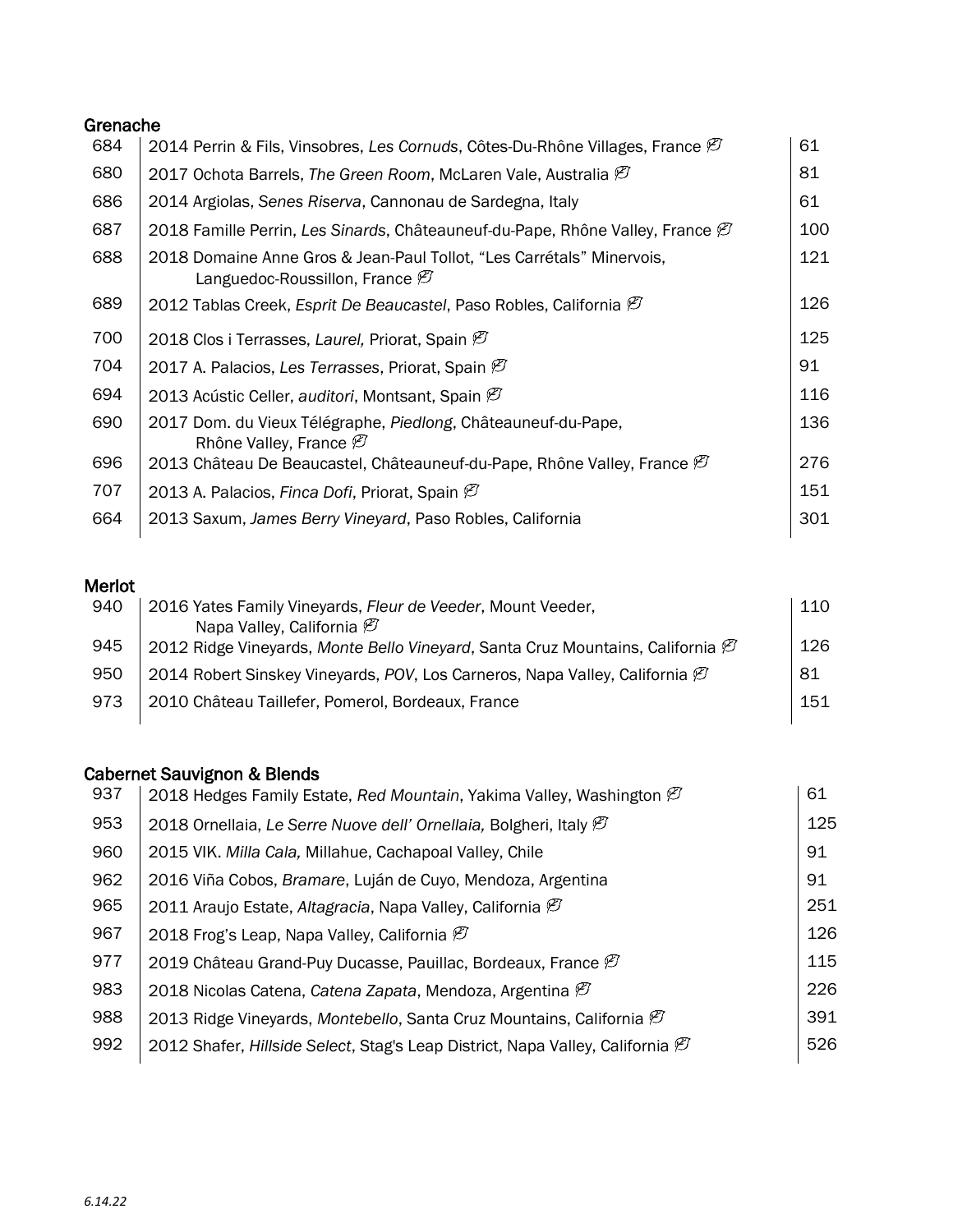## Grenache

| | | |
|---|---|---|
| 684 | 2014 Perrin & Fils, Vinsobres, *Les Cornuds*, Côtes-Du-Rhône Villages, France 🍃 | 61 |
| 680 | 2017 Ochota Barrels, *The Green Room*, McLaren Vale, Australia 🍃 | 81 |
| 686 | 2014 Argiolas, *Senes Riserva*, Cannonau de Sardegna, Italy | 61 |
| 687 | 2018 Famille Perrin, *Les Sinards*, Châteauneuf-du-Pape, Rhône Valley, France 🍃 | 100 |
| 688 | 2018 Domaine Anne Gros & Jean-Paul Tollot, "Les Carrétals" Minervois, Languedoc-Roussillon, France 🍃 | 121 |
| 689 | 2012 Tablas Creek, *Esprit De Beaucastel*, Paso Robles, California 🍃 | 126 |
| 700 | 2018 Clos i Terrasses, *Laurel,* Priorat, Spain 🍃 | 125 |
| 704 | 2017 A. Palacios, *Les Terrasses*, Priorat, Spain 🍃 | 91 |
| 694 | 2013 Acústic Celler, *auditori*, Montsant, Spain 🍃 | 116 |
| 690 | 2017 Dom. du Vieux Télégraphe, *Piedlong*, Châteauneuf-du-Pape, Rhône Valley, France 🍃 | 136 |
| 696 | 2013 Château De Beaucastel, Châteauneuf-du-Pape, Rhône Valley, France 🍃 | 276 |
| 707 | 2013 A. Palacios, *Finca Dofi*, Priorat, Spain 🍃 | 151 |
| 664 | 2013 Saxum, *James Berry Vineyard*, Paso Robles, California | 301 |

## Merlot

| | | |
|---|---|---|
| 940 | 2016 Yates Family Vineyards, *Fleur de Veeder*, Mount Veeder, Napa Valley, California 🍃 | 110 |
| 945 | 2012 Ridge Vineyards, *Monte Bello Vineyard*, Santa Cruz Mountains, California 🍃 | 126 |
| 950 | 2014 Robert Sinskey Vineyards, *POV*, Los Carneros, Napa Valley, California 🍃 | 81 |
| 973 | 2010 Château Taillefer, Pomerol, Bordeaux, France | 151 |

## Cabernet Sauvignon & Blends

| | | |
|---|---|---|
| 937 | 2018 Hedges Family Estate, *Red Mountain*, Yakima Valley, Washington 🍃 | 61 |
| 953 | 2018 Ornellaia, *Le Serre Nuove dell' Ornellaia,* Bolgheri, Italy 🍃 | 125 |
| 960 | 2015 VIK. *Milla Cala,* Millahue, Cachapoal Valley, Chile | 91 |
| 962 | 2016 Viña Cobos, *Bramare*, Luján de Cuyo, Mendoza, Argentina | 91 |
| 965 | 2011 Araujo Estate, *Altagracia*, Napa Valley, California 🍃 | 251 |
| 967 | 2018 Frog's Leap, Napa Valley, California 🍃 | 126 |
| 977 | 2019 Château Grand-Puy Ducasse, Pauillac, Bordeaux, France 🍃 | 115 |
| 983 | 2018 Nicolas Catena, *Catena Zapata*, Mendoza, Argentina 🍃 | 226 |
| 988 | 2013 Ridge Vineyards, *Montebello*, Santa Cruz Mountains, California 🍃 | 391 |
| 992 | 2012 Shafer, *Hillside Select*, Stag's Leap District, Napa Valley, California 🍃 | 526 |

*6.14.22*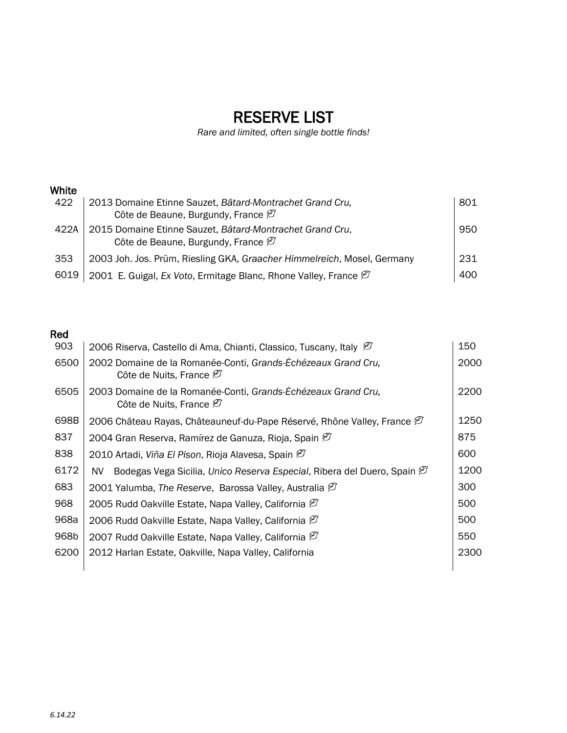# RESERVE LIST

*Rare and limited, often single bottle finds!*

## White

| | | |
|---|---|---|
| 422 | 2013 Domaine Etinne Sauzet, *Bâtard-Montrachet Grand Cru,* Côte de Beaune, Burgundy, France | 801 |
| 422A | 2015 Domaine Etinne Sauzet, *Bâtard-Montrachet Grand Cru*, Côte de Beaune, Burgundy, France | 950 |
| 353 | 2003 Joh. Jos. Prüm, Riesling GKA, *Graacher Himmelreich*, Mosel, Germany | 231 |
| 6019 | 2001 E. Guigal, *Ex Voto*, Ermitage Blanc, Rhone Valley, France | 400 |

## Red

| | | |
|---|---|---|
| 903 | 2006 Riserva, Castello di Ama, Chianti, Classico, Tuscany, Italy | 150 |
| 6500 | 2002 Domaine de la Romanée-Conti, *Grands-Échézeaux Grand Cru,* Côte de Nuits, France | 2000 |
| 6505 | 2003 Domaine de la Romanée-Conti, *Grands-Échézeaux Grand Cru,* Côte de Nuits, France | 2200 |
| 698B | 2006 Château Rayas, Châteauneuf-du-Pape Réservé, Rhône Valley, France | 1250 |
| 837 | 2004 Gran Reserva, Ramírez de Ganuza, Rioja, Spain | 875 |
| 838 | 2010 Artadi, *Viña El Pison*, Rioja Alavesa, Spain | 600 |
| 6172 | NV Bodegas Vega Sicilia, *Unico Reserva Especial*, Ribera del Duero, Spain | 1200 |
| 683 | 2001 Yalumba, *The Reserve*, Barossa Valley, Australia | 300 |
| 968 | 2005 Rudd Oakville Estate, Napa Valley, California | 500 |
| 968a | 2006 Rudd Oakville Estate, Napa Valley, California | 500 |
| 968b | 2007 Rudd Oakville Estate, Napa Valley, California | 550 |
| 6200 | 2012 Harlan Estate, Oakville, Napa Valley, California | 2300 |

*6.14.22*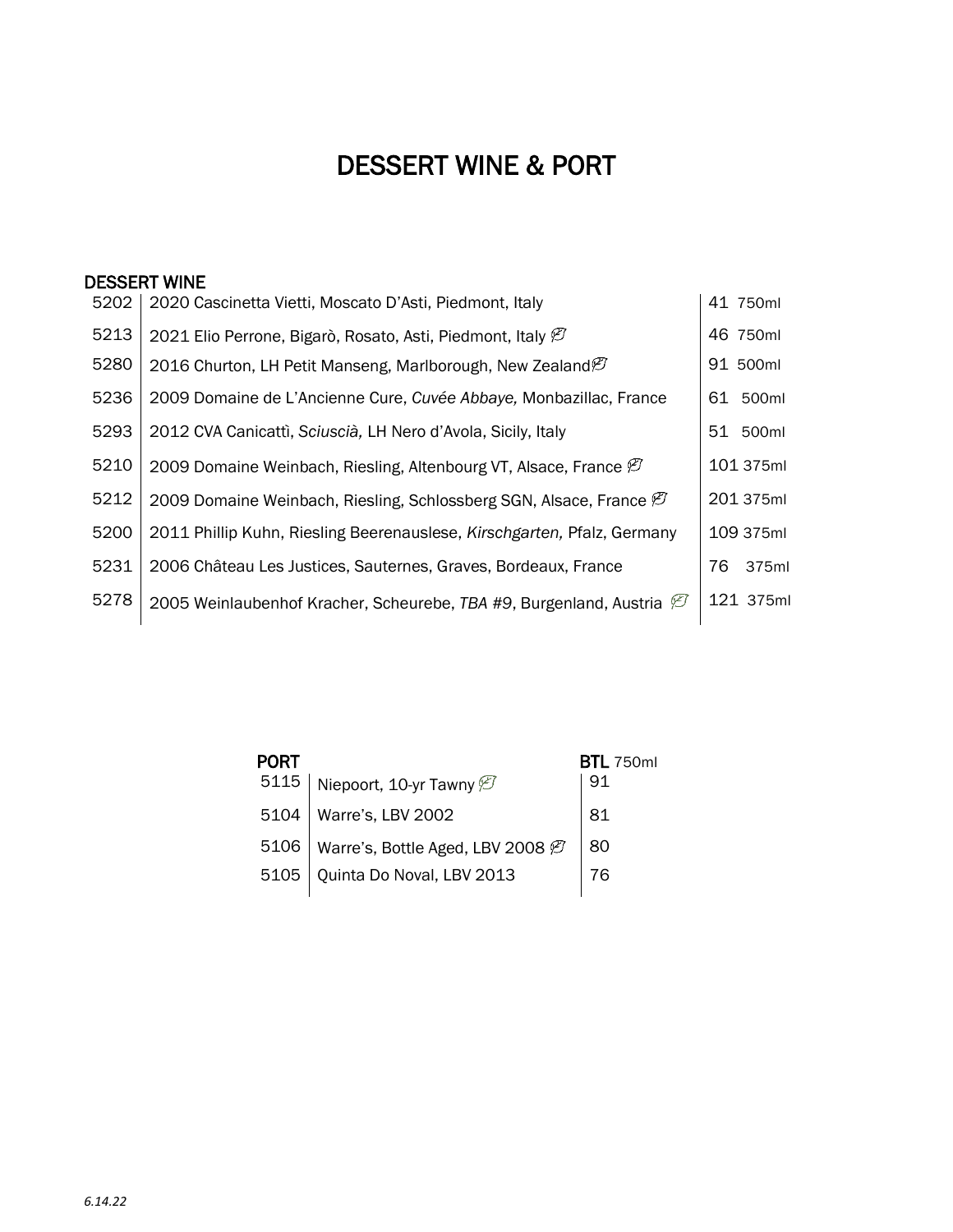# DESSERT WINE & PORT

## DESSERT WINE

| | | | |
|---|---|---|---|
| 5202 | 2020 Cascinetta Vietti, Moscato D'Asti, Piedmont, Italy | 41 | 750ml |
| 5213 | 2021 Elio Perrone, Bigarò, Rosato, Asti, Piedmont, Italy | 46 | 750ml |
| 5280 | 2016 Churton, LH Petit Manseng, Marlborough, New Zealand | 91 | 500ml |
| 5236 | 2009 Domaine de L'Ancienne Cure, *Cuvée Abbaye,* Monbazillac, France | 61 | 500ml |
| 5293 | 2012 CVA Canicattì, *Sciuscià,* LH Nero d'Avola, Sicily, Italy | 51 | 500ml |
| 5210 | 2009 Domaine Weinbach, Riesling, Altenbourg VT, Alsace, France | 101 | 375ml |
| 5212 | 2009 Domaine Weinbach, Riesling, Schlossberg SGN, Alsace, France | 201 | 375ml |
| 5200 | 2011 Phillip Kuhn, Riesling Beerenauslese, *Kirschgarten,* Pfalz, Germany | 109 | 375ml |
| 5231 | 2006 Château Les Justices, Sauternes, Graves, Bordeaux, France | 76 | 375ml |
| 5278 | 2005 Weinlaubenhof Kracher, Scheurebe, *TBA #9*, Burgenland, Austria | 121 | 375ml |

## PORT

| | | BTL 750ml |
|---|---|---|
| 5115 | Niepoort, 10-yr Tawny | 91 |
| 5104 | Warre's, LBV 2002 | 81 |
| 5106 | Warre's, Bottle Aged, LBV 2008 | 80 |
| 5105 | Quinta Do Noval, LBV 2013 | 76 |

*6.14.22*